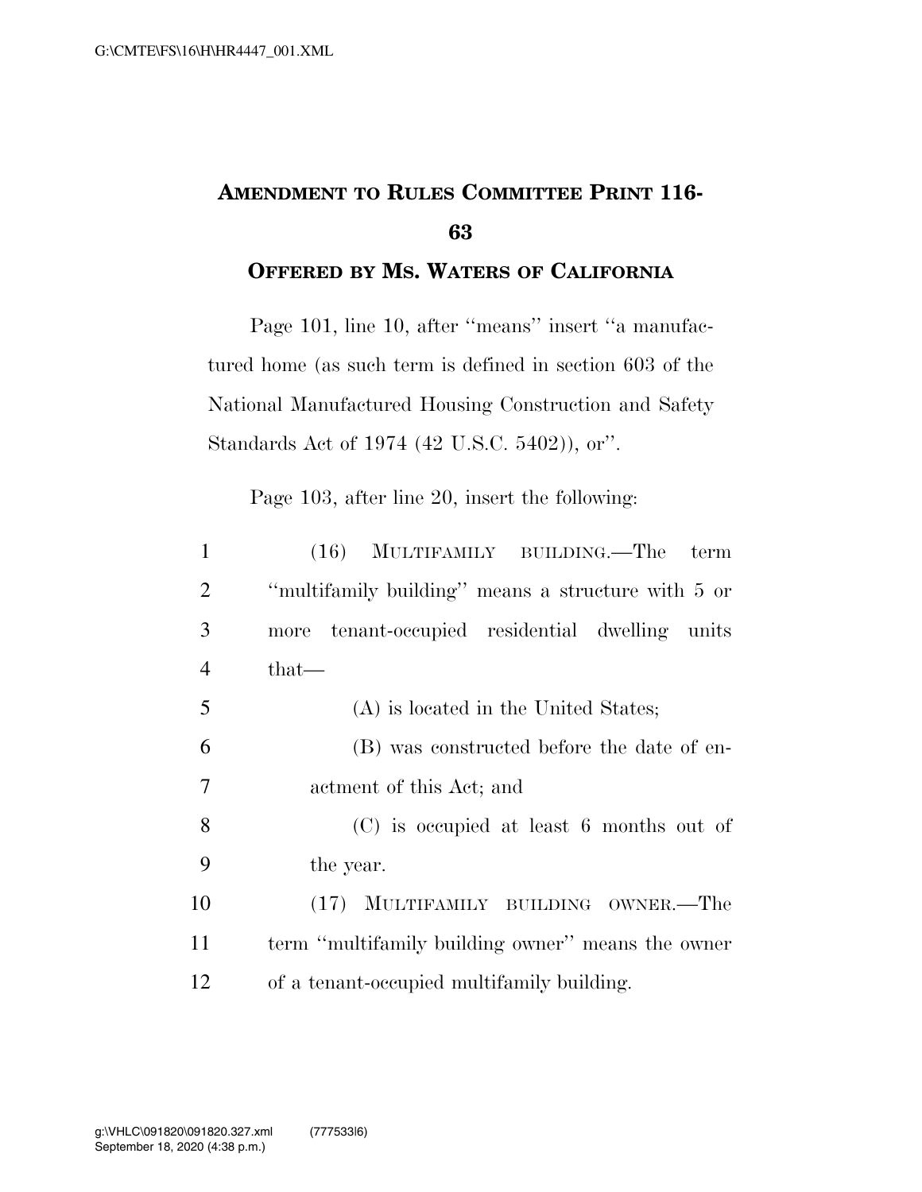# AMENDMENT TO RULES COMMITTEE PRINT 116-63

## OFFERED BY MS. WATERS OF CALIFORNIA

Page 101, line 10, after "means" insert "a manufactured home (as such term is defined in section 603 of the National Manufactured Housing Construction and Safety Standards Act of 1974 (42 U.S.C. 5402)), or".

Page 103, after line 20, insert the following:

1 (16) MULTIFAMILY BUILDING.—The term
2 "multifamily building" means a structure with 5 or
3 more tenant-occupied residential dwelling units
4 that—
5 (A) is located in the United States;
6 (B) was constructed before the date of en-
7 actment of this Act; and
8 (C) is occupied at least 6 months out of
9 the year.
10 (17) MULTIFAMILY BUILDING OWNER.—The
11 term "multifamily building owner" means the owner
12 of a tenant-occupied multifamily building.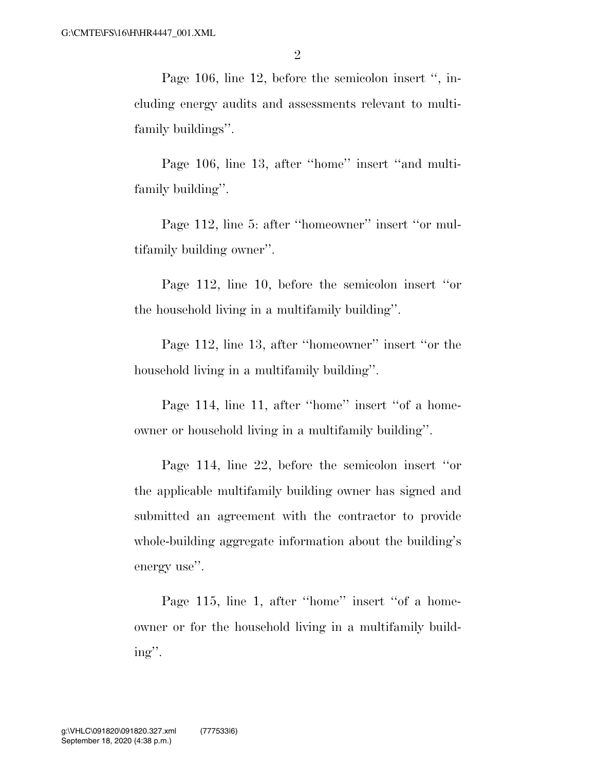Page 106, line 12, before the semicolon insert '', including energy audits and assessments relevant to multifamily buildings''.

Page 106, line 13, after ''home'' insert ''and multifamily building''.

Page 112, line 5: after ''homeowner'' insert ''or multifamily building owner''.

Page 112, line 10, before the semicolon insert ''or the household living in a multifamily building''.

Page 112, line 13, after ''homeowner'' insert ''or the household living in a multifamily building''.

Page 114, line 11, after ''home'' insert ''of a homeowner or household living in a multifamily building''.

Page 114, line 22, before the semicolon insert ''or the applicable multifamily building owner has signed and submitted an agreement with the contractor to provide whole-building aggregate information about the building's energy use''.

Page 115, line 1, after ''home'' insert ''of a homeowner or for the household living in a multifamily building''.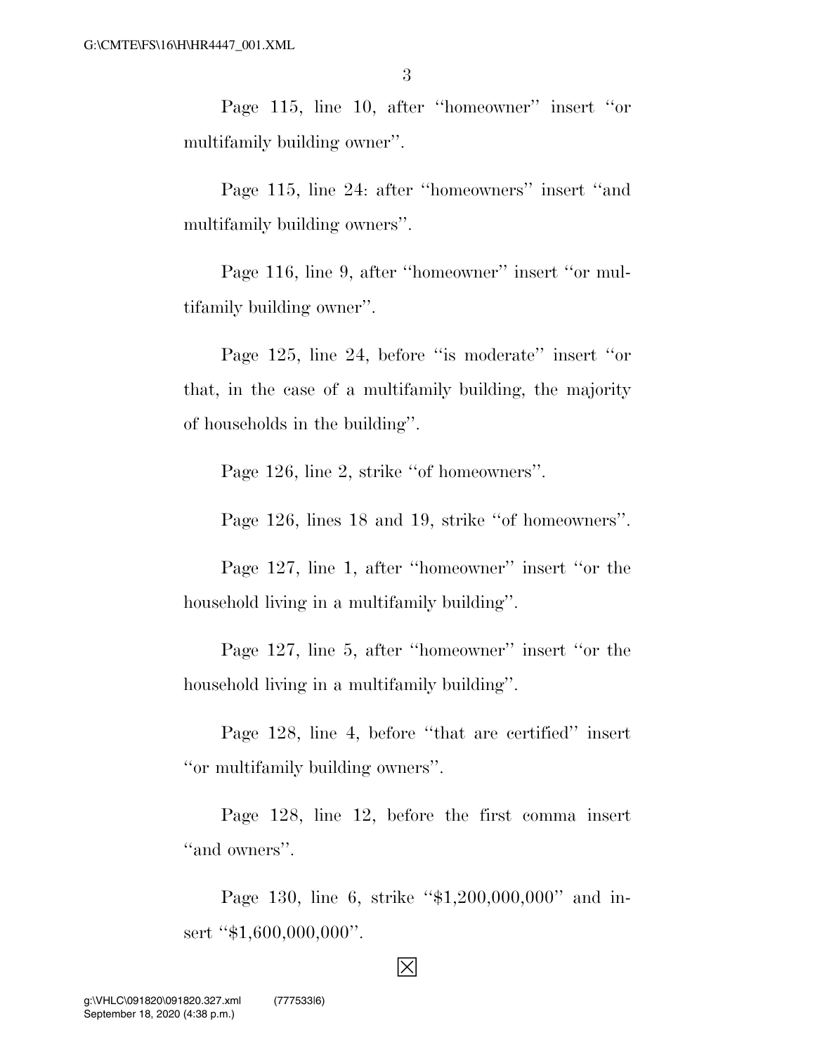Page 115, line 10, after ''homeowner'' insert ''or multifamily building owner''.

Page 115, line 24: after ''homeowners'' insert ''and multifamily building owners''.

Page 116, line 9, after ''homeowner'' insert ''or multifamily building owner''.

Page 125, line 24, before ''is moderate'' insert ''or that, in the case of a multifamily building, the majority of households in the building''.

Page 126, line 2, strike ''of homeowners''.

Page 126, lines 18 and 19, strike ''of homeowners''.

Page 127, line 1, after ''homeowner'' insert ''or the household living in a multifamily building''.

Page 127, line 5, after ''homeowner'' insert ''or the household living in a multifamily building''.

Page 128, line 4, before ''that are certified'' insert ''or multifamily building owners''.

Page 128, line 12, before the first comma insert ''and owners''.

Page 130, line 6, strike ''$1,200,000,000'' and insert ''$1,600,000,000''.